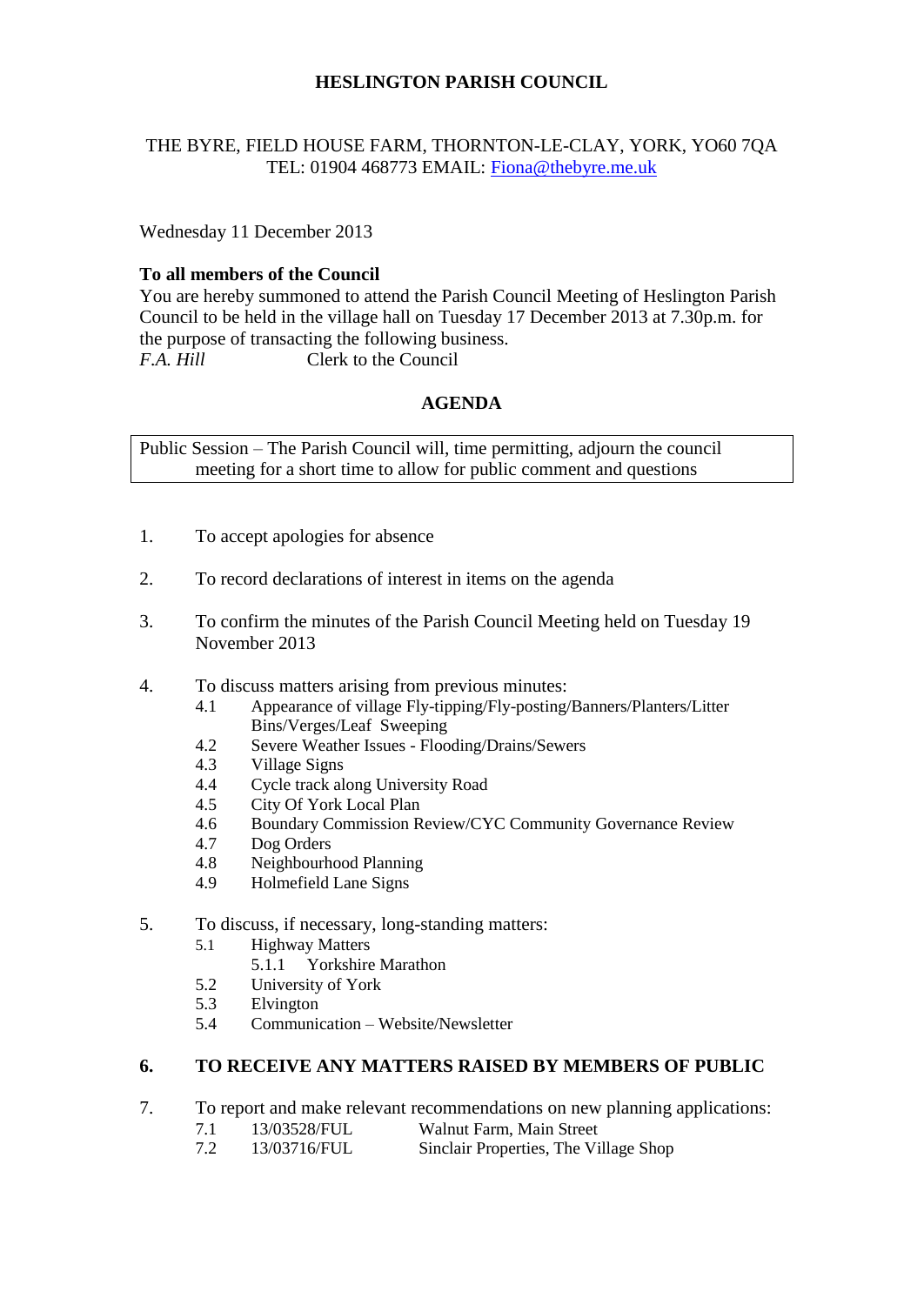# HESLINGTON PARISH COUNCIL

THE BYRE, FIELD HOUSE FARM, THORNTON-LE-CLAY, YORK, YO60 7QA
TEL: 01904 468773 EMAIL: Fiona@thebyre.me.uk

Wednesday 11 December 2013

**To all members of the Council**
You are hereby summoned to attend the Parish Council Meeting of Heslington Parish Council to be held in the village hall on Tuesday 17 December 2013 at 7.30p.m. for the purpose of transacting the following business.
*F.A. Hill* Clerk to the Council

## AGENDA

Public Session – The Parish Council will, time permitting, adjourn the council meeting for a short time to allow for public comment and questions

1. To accept apologies for absence

2. To record declarations of interest in items on the agenda

3. To confirm the minutes of the Parish Council Meeting held on Tuesday 19 November 2013

4. To discuss matters arising from previous minutes:
   - 4.1 Appearance of village Fly-tipping/Fly-posting/Banners/Planters/Litter Bins/Verges/Leaf Sweeping
   - 4.2 Severe Weather Issues - Flooding/Drains/Sewers
   - 4.3 Village Signs
   - 4.4 Cycle track along University Road
   - 4.5 City Of York Local Plan
   - 4.6 Boundary Commission Review/CYC Community Governance Review
   - 4.7 Dog Orders
   - 4.8 Neighbourhood Planning
   - 4.9 Holmefield Lane Signs

5. To discuss, if necessary, long-standing matters:
   - 5.1 Highway Matters
     - 5.1.1 Yorkshire Marathon
   - 5.2 University of York
   - 5.3 Elvington
   - 5.4 Communication – Website/Newsletter

6. **TO RECEIVE ANY MATTERS RAISED BY MEMBERS OF PUBLIC**

7. To report and make relevant recommendations on new planning applications:
   - 7.1 13/03528/FUL Walnut Farm, Main Street
   - 7.2 13/03716/FUL Sinclair Properties, The Village Shop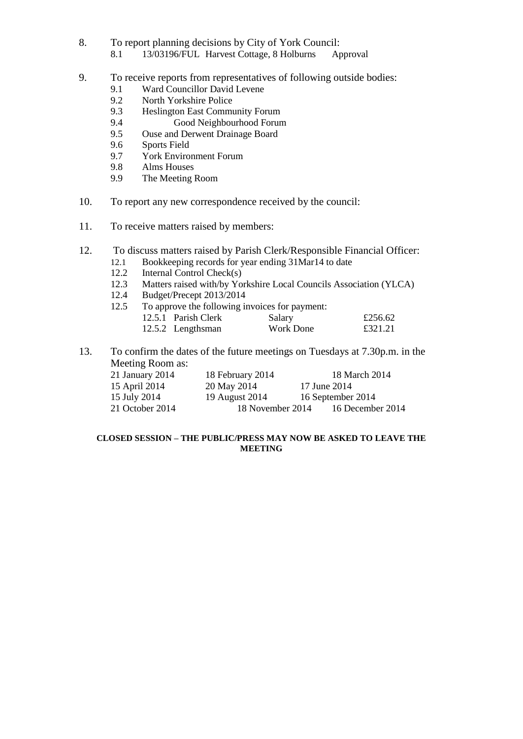8. To report planning decisions by City of York Council:
   - 8.1 13/03196/FUL Harvest Cottage, 8 Holburns Approval

9. To receive reports from representatives of following outside bodies:
   - 9.1 Ward Councillor David Levene
   - 9.2 North Yorkshire Police
   - 9.3 Heslington East Community Forum
   - 9.4 Good Neighbourhood Forum
   - 9.5 Ouse and Derwent Drainage Board
   - 9.6 Sports Field
   - 9.7 York Environment Forum
   - 9.8 Alms Houses
   - 9.9 The Meeting Room

10. To report any new correspondence received by the council:

11. To receive matters raised by members:

12. To discuss matters raised by Parish Clerk/Responsible Financial Officer:
   - 12.1 Bookkeeping records for year ending 31Mar14 to date
   - 12.2 Internal Control Check(s)
   - 12.3 Matters raised with/by Yorkshire Local Councils Association (YLCA)
   - 12.4 Budget/Precept 2013/2014
   - 12.5 To approve the following invoices for payment:

| | | | |
|---|---|---|---|
| 12.5.1 | Parish Clerk | Salary | £256.62 |
| 12.5.2 | Lengthsman | Work Done | £321.21 |

13. To confirm the dates of the future meetings on Tuesdays at 7.30p.m. in the Meeting Room as:

| | | |
|---|---|---|
| 21 January 2014 | 18 February 2014 | 18 March 2014 |
| 15 April 2014 | 20 May 2014 | 17 June 2014 |
| 15 July 2014 | 19 August 2014 | 16 September 2014 |
| 21 October 2014 | 18 November 2014 | 16 December 2014 |

**CLOSED SESSION – THE PUBLIC/PRESS MAY NOW BE ASKED TO LEAVE THE MEETING**